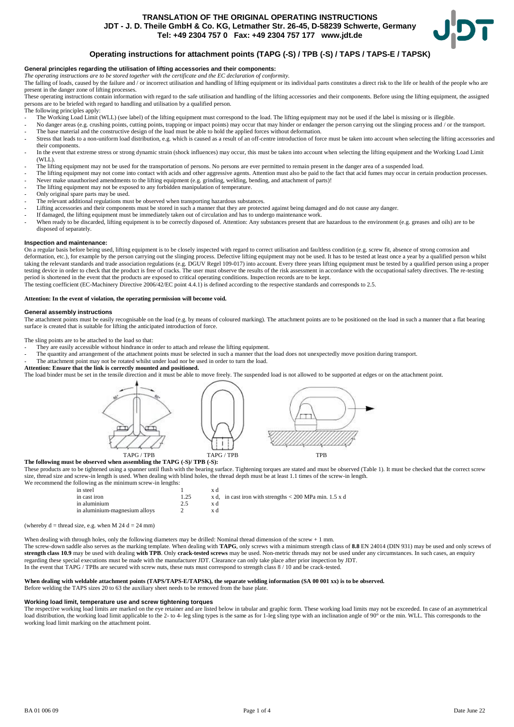**TRANSLATION OF THE ORIGINAL OPERATING INSTRUCTIONS**
**JDT - J. D. Theile GmbH & Co. KG, Letmather Str. 26-45, D-58239 Schwerte, Germany**
**Tel: +49 2304 757 0 Fax: +49 2304 757 177 www.jdt.de**

# Operating instructions for attachment points (TAPG (-S) / TPB (-S) / TAPS / TAPS-E / TAPSK)

## General principles regarding the utilisation of lifting accessories and their components:

*The operating instructions are to be stored together with the certificate and the EC declaration of conformity.*

The falling of loads, caused by the failure and / or incorrect utilisation and handling of lifting equipment or its individual parts constitutes a direct risk to the life or health of the people who are present in the danger zone of lifting processes.

These operating instructions contain information with regard to the safe utilisation and handling of the lifting accessories and their components. Before using the lifting equipment, the assigned persons are to be briefed with regard to handling and utilisation by a qualified person.

The following principles apply:

- The Working Load Limit (WLL) (see label) of the lifting equipment must correspond to the load. The lifting equipment may not be used if the label is missing or is illegible.
- No danger areas (e.g. crushing points, cutting points, trapping or impact points) may occur that may hinder or endanger the person carrying out the slinging process and / or the transport.
- The base material and the constructive design of the load must be able to hold the applied forces without deformation.
- Stress that leads to a non-uniform load distribution, e.g. which is caused as a result of an off-centre introduction of force must be taken into account when selecting the lifting accessories and their components.
- In the event that extreme stress or strong dynamic strain (shock influences) may occur, this must be taken into account when selecting the lifting equipment and the Working Load Limit (WLL).
- The lifting equipment may not be used for the transportation of persons. No persons are ever permitted to remain present in the danger area of a suspended load.
- The lifting equipment may not come into contact with acids and other aggressive agents. Attention must also be paid to the fact that acid fumes may occur in certain production processes.
- Never make unauthorised amendments to the lifting equipment (e.g. grinding, welding, bending, and attachment of parts)!
- The lifting equipment may not be exposed to any forbidden manipulation of temperature.
- Only original spare parts may be used.
- The relevant additional regulations must be observed when transporting hazardous substances.
- Lifting accessories and their components must be stored in such a manner that they are protected against being damaged and do not cause any danger.
- If damaged, the lifting equipment must be immediately taken out of circulation and has to undergo maintenance work.
- When ready to be discarded, lifting equipment is to be correctly disposed of. Attention: Any substances present that are hazardous to the environment (e.g. greases and oils) are to be disposed of separately.

## Inspection and maintenance:

On a regular basis before being used, lifting equipment is to be closely inspected with regard to correct utilisation and faultless condition (e.g. screw fit, absence of strong corrosion and deformation, etc.), for example by the person carrying out the slinging process. Defective lifting equipment may not be used. It has to be tested at least once a year by a qualified person whilst taking the relevant standards and trade association regulations (e.g. DGUV Regel 109-017) into account. Every three years lifting equipment must be tested by a qualified person using a proper testing device in order to check that the product is free of cracks. The user must observe the results of the risk assessment in accordance with the occupational safety directives. The re-testing period is shortened in the event that the products are exposed to critical operating conditions. Inspection records are to be kept.

The testing coefficient (EC-Machinery Directive 2006/42/EC point 4.4.1) is defined according to the respective standards and corresponds to 2.5.

**Attention: In the event of violation, the operating permission will become void.**

## General assembly instructions

The attachment points must be easily recognisable on the load (e.g. by means of coloured marking). The attachment points are to be positioned on the load in such a manner that a flat bearing surface is created that is suitable for lifting the anticipated introduction of force.

The sling points are to be attached to the load so that:

- They are easily accessible without hindrance in order to attach and release the lifting equipment.
- The quantity and arrangement of the attachment points must be selected in such a manner that the load does not unexpectedly move position during transport.
- The attachment point may not be rotated whilst under load nor be used in order to turn the load.

**Attention: Ensure that the link is correctly mounted and positioned.**

The load binder must be set in the tensile direction and it must be able to move freely. The suspended load is not allowed to be supported at edges or on the attachment point.

TAPG / TPB TAPG / TPB TPB

**The following must be observed when assembling the TAPG (-S)/ TPB (-S):**

These products are to be tightened using a spanner until flush with the bearing surface. Tightening torques are stated and must be observed (Table 1). It must be checked that the correct screw size, thread size and screw-in length is used. When dealing with blind holes, the thread depth must be at least 1.1 times of the screw-in length.

We recommend the following as the minimum screw-in lengths:

| | | |
|---|---|---|
| in steel | 1 | x d |
| in cast iron | 1.25 | x d, in cast iron with strengths < 200 MPa min. 1.5 x d |
| in aluminium | 2.5 | x d |
| in aluminium-magnesium alloys | 2 | x d |

(whereby d = thread size, e.g. when M 24 d = 24 mm)

When dealing with through holes, only the following diameters may be drilled: Nominal thread dimension of the screw + 1 mm.

The screw-down saddle also serves as the marking template. When dealing with **TAPG**, only screws with a minimum strength class of **8.8** EN 24014 (DIN 931) may be used and only screws of **strength class 10.9** may be used with dealing **with TPB**. Only **crack-tested screws** may be used. Non-metric threads may not be used under any circumstances. In such cases, an enquiry regarding these special executions must be made with the manufacturer JDT. Clearance can only take place after prior inspection by JDT.

In the event that TAPG / TPBs are secured with screw nuts, these nuts must correspond to strength class 8 / 10 and be crack-tested.

**When dealing with weldable attachment points (TAPS/TAPS-E/TAPSK), the separate welding information (SA 00 001 xx) is to be observed.**

Before welding the TAPS sizes 20 to 63 the auxiliary sheet needs to be removed from the base plate.

## Working load limit, temperature use and screw tightening torques

The respective working load limits are marked on the eye retainer and are listed below in tabular and graphic form. These working load limits may not be exceeded. In case of an asymmetrical load distribution, the working load limit applicable to the 2- to 4- leg sling types is the same as for 1-leg sling type with an inclination angle of 90° or the min. WLL. This corresponds to the working load limit marking on the attachment point.

BA 01 006 09 Date June 22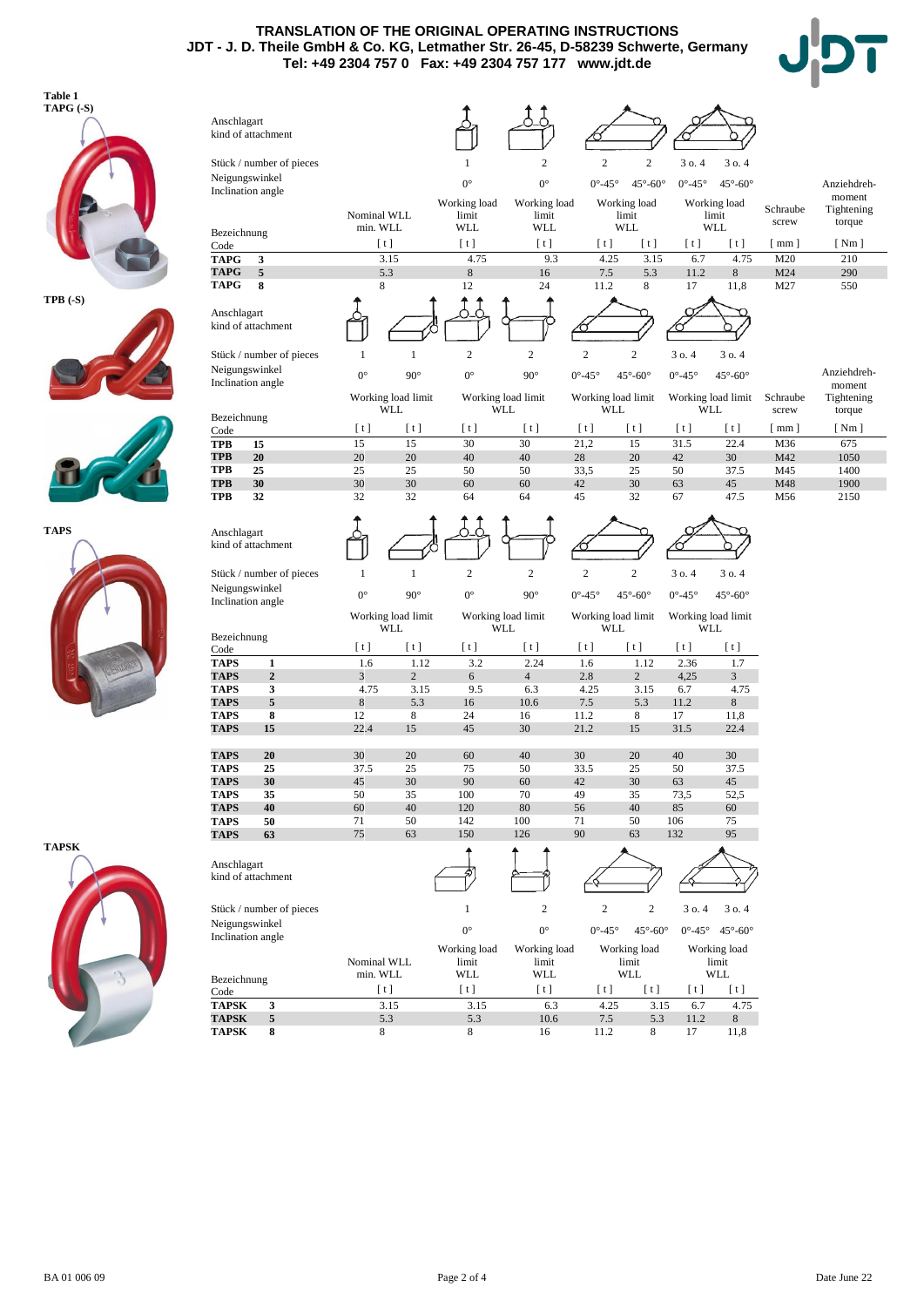**TRANSLATION OF THE ORIGINAL OPERATING INSTRUCTIONS**
**JDT - J. D. Theile GmbH & Co. KG, Letmather Str. 26-45, D-58239 Schwerte, Germany**
**Tel: +49 2304 757 0 Fax: +49 2304 757 177 www.jdt.de**

**Table 1**

**TAPG (-S)**

| Anschlagart / kind of attachment | | | | | | | | | | |
|---|---|---|---|---|---|---|---|---|---|---|
| Stück / number of pieces | | 1 | 2 | 2 | 2 | 3 o. 4 | 3 o. 4 | | |
| Neigungswinkel / Inclination angle | | 0° | 0° | 0°-45° | 45°-60° | 0°-45° | 45°-60° | | Anziehdreh-moment |
| Bezeichnung / Code | Nominal WLL min. WLL [ t ] | Working load limit WLL [ t ] | Working load limit WLL [ t ] | Working load limit WLL [ t ] | [ t ] | Working load limit WLL [ t ] | [ t ] | Schraube screw [ mm ] | Tightening torque [ Nm ] |
| **TAPG 3** | 3.15 | 4.75 | 9.3 | 4.25 | 3.15 | 6.7 | 4.75 | M20 | 210 |
| **TAPG 5** | 5.3 | 8 | 16 | 7.5 | 5.3 | 11.2 | 8 | M24 | 290 |
| **TAPG 8** | 8 | 12 | 24 | 11.2 | 8 | 17 | 11,8 | M27 | 550 |

**TPB (-S)**

| Anschlagart / kind of attachment | | | | | | | | | | |
|---|---|---|---|---|---|---|---|---|---|---|
| Stück / number of pieces | 1 | 1 | 2 | 2 | 2 | 2 | 3 o. 4 | 3 o. 4 | | |
| Neigungswinkel / Inclination angle | 0° | 90° | 0° | 90° | 0°-45° | 45°-60° | 0°-45° | 45°-60° | | Anziehdreh-moment |
| Bezeichnung / Code | Working load limit WLL [ t ] | [ t ] | Working load limit WLL [ t ] | [ t ] | Working load limit WLL [ t ] | [ t ] | Working load limit WLL [ t ] | [ t ] | Schraube screw [ mm ] | Tightening torque [ Nm ] |
| **TPB 15** | 15 | 15 | 30 | 30 | 21,2 | 15 | 31.5 | 22.4 | M36 | 675 |
| **TPB 20** | 20 | 20 | 40 | 40 | 28 | 20 | 42 | 30 | M42 | 1050 |
| **TPB 25** | 25 | 25 | 50 | 50 | 33,5 | 25 | 50 | 37.5 | M45 | 1400 |
| **TPB 30** | 30 | 30 | 60 | 60 | 42 | 30 | 63 | 45 | M48 | 1900 |
| **TPB 32** | 32 | 32 | 64 | 64 | 45 | 32 | 67 | 47.5 | M56 | 2150 |

**TAPS**

| Anschlagart / kind of attachment | | | | | | | | |
|---|---|---|---|---|---|---|---|---|
| Stück / number of pieces | 1 | 1 | 2 | 2 | 2 | 2 | 3 o. 4 | 3 o. 4 |
| Neigungswinkel / Inclination angle | 0° | 90° | 0° | 90° | 0°-45° | 45°-60° | 0°-45° | 45°-60° |
| Bezeichnung / Code | Working load limit WLL [ t ] | [ t ] | Working load limit WLL [ t ] | [ t ] | Working load limit WLL [ t ] | [ t ] | Working load limit WLL [ t ] | [ t ] |
| **TAPS 1** | 1.6 | 1.12 | 3.2 | 2.24 | 1.6 | 1.12 | 2.36 | 1.7 |
| **TAPS 2** | 3 | 2 | 6 | 4 | 2.8 | 2 | 4,25 | 3 |
| **TAPS 3** | 4.75 | 3.15 | 9.5 | 6.3 | 4.25 | 3.15 | 6.7 | 4.75 |
| **TAPS 5** | 8 | 5.3 | 16 | 10.6 | 7.5 | 5.3 | 11.2 | 8 |
| **TAPS 8** | 12 | 8 | 24 | 16 | 11.2 | 8 | 17 | 11,8 |
| **TAPS 15** | 22.4 | 15 | 45 | 30 | 21.2 | 15 | 31.5 | 22.4 |
| **TAPS 20** | 30 | 20 | 60 | 40 | 30 | 20 | 40 | 30 |
| **TAPS 25** | 37.5 | 25 | 75 | 50 | 33.5 | 25 | 50 | 37.5 |
| **TAPS 30** | 45 | 30 | 90 | 60 | 42 | 30 | 63 | 45 |
| **TAPS 35** | 50 | 35 | 100 | 70 | 49 | 35 | 73,5 | 52,5 |
| **TAPS 40** | 60 | 40 | 120 | 80 | 56 | 40 | 85 | 60 |
| **TAPS 50** | 71 | 50 | 142 | 100 | 71 | 50 | 106 | 75 |
| **TAPS 63** | 75 | 63 | 150 | 126 | 90 | 63 | 132 | 95 |

**TAPSK**

| Anschlagart / kind of attachment | | | | | | | |
|---|---|---|---|---|---|---|---|
| Stück / number of pieces | | 1 | 2 | 2 | 2 | 3 o. 4 | 3 o. 4 |
| Neigungswinkel / Inclination angle | | 0° | 0° | 0°-45° | 45°-60° | 0°-45° | 45°-60° |
| Bezeichnung / Code | Nominal WLL min. WLL [ t ] | Working load limit WLL [ t ] | Working load limit WLL [ t ] | Working load limit WLL [ t ] | [ t ] | Working load limit WLL [ t ] | [ t ] |
| **TAPSK 3** | 3.15 | 3.15 | 6.3 | 4.25 | 3.15 | 6.7 | 4.75 |
| **TAPSK 5** | 5.3 | 5.3 | 10.6 | 7.5 | 5.3 | 11.2 | 8 |
| **TAPSK 8** | 8 | 8 | 16 | 11.2 | 8 | 17 | 11,8 |

BA 01 006 09 Date June 22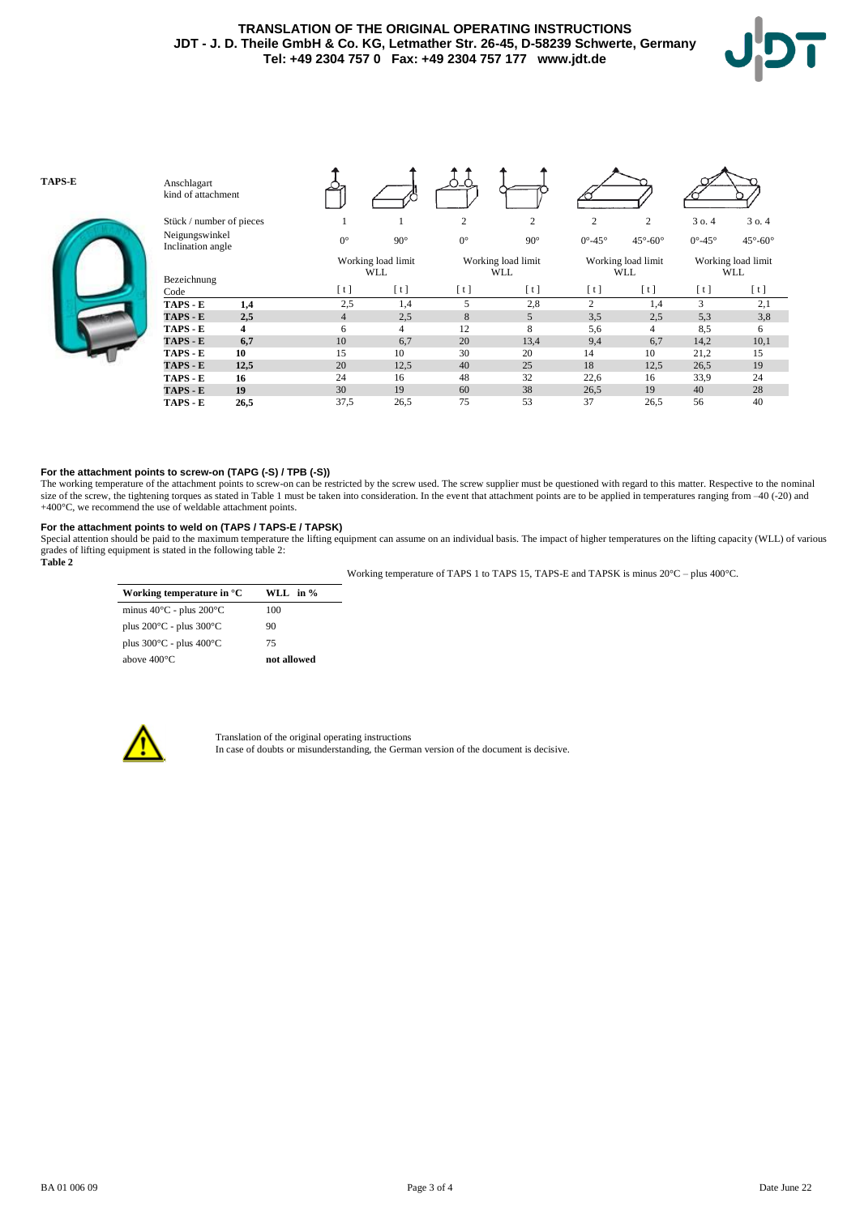**TAPS-E**

| Anschlagart / kind of attachment | | | | | | | | | |
|---|---|---|---|---|---|---|---|---|---|
| Stück / number of pieces | | 1 | 1 | 2 | 2 | 2 | 2 | 3 o. 4 | 3 o. 4 |
| Neigungswinkel / Inclination angle | | 0° | 90° | 0° | 90° | 0°-45° | 45°-60° | 0°-45° | 45°-60° |
| | | Working load limit WLL | | Working load limit WLL | | Working load limit WLL | | Working load limit WLL | |
| Bezeichnung / Code | | [ t ] | [ t ] | [ t ] | [ t ] | [ t ] | [ t ] | [ t ] | [ t ] |
| **TAPS - E** | **1,4** | 2,5 | 1,4 | 5 | 2,8 | 2 | 1,4 | 3 | 2,1 |
| **TAPS - E** | **2,5** | 4 | 2,5 | 8 | 5 | 3,5 | 2,5 | 5,3 | 3,8 |
| **TAPS - E** | **4** | 6 | 4 | 12 | 8 | 5,6 | 4 | 8,5 | 6 |
| **TAPS - E** | **6,7** | 10 | 6,7 | 20 | 13,4 | 9,4 | 6,7 | 14,2 | 10,1 |
| **TAPS - E** | **10** | 15 | 10 | 30 | 20 | 14 | 10 | 21,2 | 15 |
| **TAPS - E** | **12,5** | 20 | 12,5 | 40 | 25 | 18 | 12,5 | 26,5 | 19 |
| **TAPS - E** | **16** | 24 | 16 | 48 | 32 | 22,6 | 16 | 33,9 | 24 |
| **TAPS - E** | **19** | 30 | 19 | 60 | 38 | 26,5 | 19 | 40 | 28 |
| **TAPS - E** | **26,5** | 37,5 | 26,5 | 75 | 53 | 37 | 26,5 | 56 | 40 |

**For the attachment points to screw-on (TAPG (-S) / TPB (-S))**

The working temperature of the attachment points to screw-on can be restricted by the screw used. The screw supplier must be questioned with regard to this matter. Respective to the nominal size of the screw, the tightening torques as stated in Table 1 must be taken into consideration. In the event that attachment points are to be applied in temperatures ranging from –40 (-20) and +400°C, we recommend the use of weldable attachment points.

**For the attachment points to weld on (TAPS / TAPS-E / TAPSK)**

Special attention should be paid to the maximum temperature the lifting equipment can assume on an individual basis. The impact of higher temperatures on the lifting capacity (WLL) of various grades of lifting equipment is stated in the following table 2:

**Table 2**

Working temperature of TAPS 1 to TAPS 15, TAPS-E and TAPSK is minus 20°C – plus 400°C.

| Working temperature in °C | WLL in % |
|---|---|
| minus 40°C - plus 200°C | 100 |
| plus 200°C - plus 300°C | 90 |
| plus 300°C - plus 400°C | 75 |
| above 400°C | **not allowed** |

Translation of the original operating instructions
In case of doubts or misunderstanding, the German version of the document is decisive.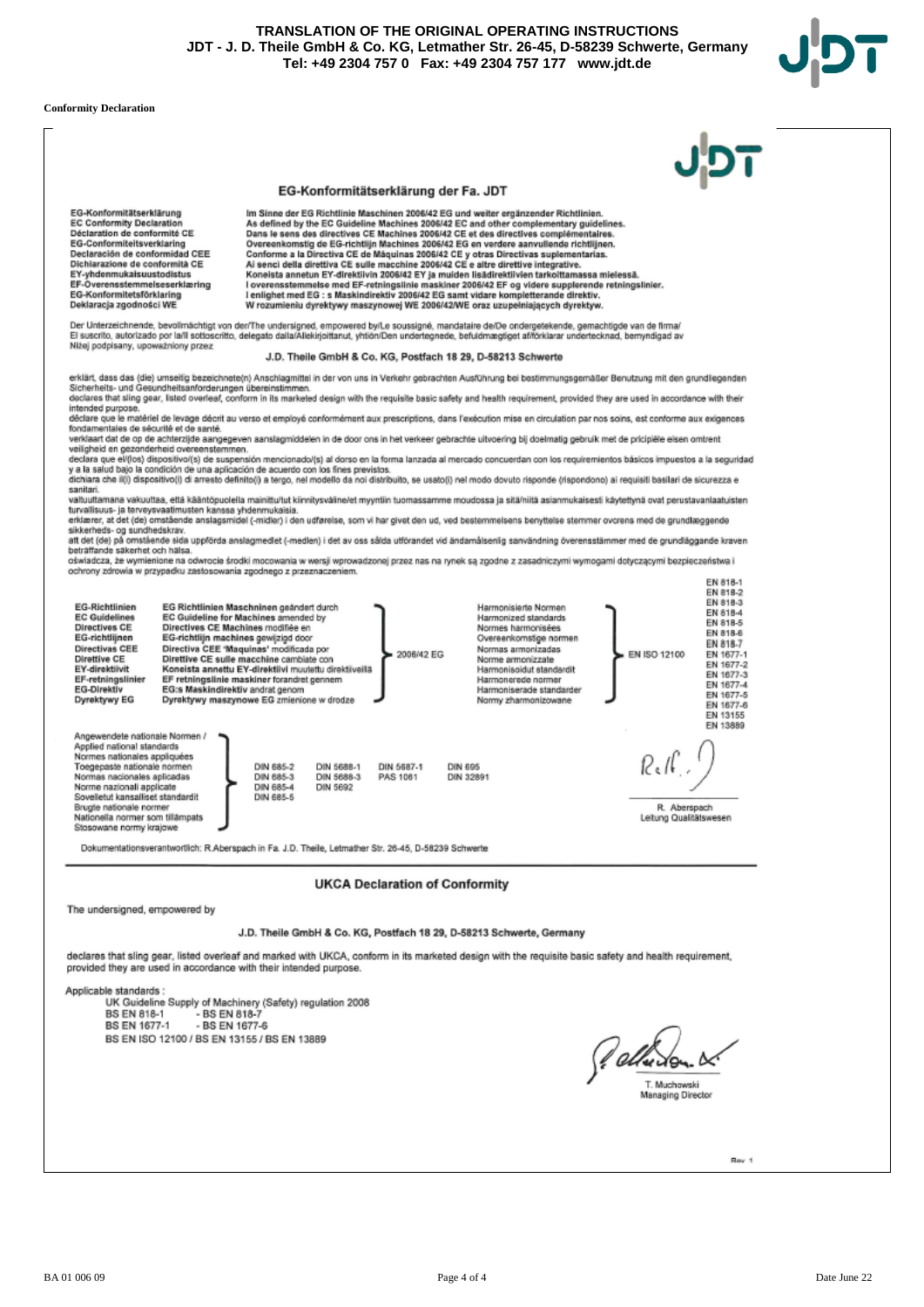**Conformity Declaration**

## EG-Konformitätserklärung der Fa. JDT

| | |
|---|---|
| EG-Konformitätserklärung | Im Sinne der EG Richtlinie Maschinen 2006/42 EG und weiter ergänzender Richtlinien. |
| EC Conformity Declaration | As defined by the EC Guideline Machines 2006/42 EC and other complementary guidelines. |
| Déclaration de conformité CE | Dans le sens des directives CE Machines 2006/42 CE et des directives complémentaires. |
| EG-Conformiteitsverklaring | Overeenkomstig de EG-richtlijn Machines 2006/42 EG en verdere aanvullende richtlijnen. |
| Declaración de conformidad CEE | Conforme a la Directiva CE de Máquinas 2006/42 CE y otras Directivas suplementarias. |
| Dichiarazione de conformità CE | Ai senci della direttiva CE sulle macchine 2006/42 CE e altre direttive integrative. |
| EY-yhdenmukaisuustodistus | Koneista annetun EY-direktiivin 2006/42 EY ja muiden lisädirektiivien tarkoittamassa mielessä. |
| EF-Overensstemmelseserklæring | I overensstemmelse med EF-retningslinie maskiner 2006/42 EF og videre supplerende retningslinier. |
| EG-Konformitetsförklaring | I enlighet med EG : s Maskindirektiv 2006/42 EG samt vidare kompletterande direktiv. |
| Deklaracja zgodności WE | W rozumieniu dyrektywy maszynowej WE 2006/42/WE oraz uzupełniających dyrektyw. |

Der Unterzeichnende, bevollmächtigt von der/The undersigned, empowered by/Le soussigné, mandataire de/De ondergetekende, gemachtigde van de firma/ El suscrito, autorizado por la/Il sottoscritto, delegato dalla/Allekirjoittanut, yhtiön/Den undertegnede, befuldmægtiget af/förklarar undertecknad, bemyndigad av Niżej podpisany, upoważniony przez

**J.D. Theile GmbH & Co. KG, Postfach 18 29, D-58213 Schwerte**

erklärt, dass das (die) umseitig bezeichnete(n) Anschlagmittel in der von uns in Verkehr gebrachten Ausführung bei bestimmungsgemäßer Benutzung mit den grundlegenden Sicherheits- und Gesundheitsanforderungen übereinstimmen.
declares that sling gear, listed overleaf, conform in its marketed design with the requisite basic safety and health requirement, provided they are used in accordance with their intended purpose.
déclare que le matériel de levage décrit au verso et employé conformément aux prescriptions, dans l'exécution mise en circulation par nos soins, est conforme aux exigences fondamentales de sécurité et de santé.
verklaart dat de op de achterzijde aangegeven aanslagmiddelen in de door ons in het verkeer gebrachte uitvoering bij doelmatig gebruik met de pricipiële eisen omtrent veiligheid en gezonderheid overeenstemmen.
declara que el/(los) dispositivo/(s) de suspensión mencionado/(s) al dorso en la forma lanzada al mercado concuerdan con los requerimientos básicos impuestos a la seguridad y a la salud bajo la condición de una aplicación de acuerdo con los fines previstos.
dichiara che il(i) dispositivo(i) di arresto definito(i) a tergo, nel modello da noi distribuito, se usato(i) nel modo dovuto risponde (rispondono) ai requisiti basilari di sicurezza e sanitari.
valtuuttamana vakuuttaa, että kääntöpuolella mainittu/tut kiinnitysväline/et myyntiin tuomassamme moudossa ja sitä/niitä asianmukaisesti käytettynä ovat perustavanlaatuisten turvallisuus- ja terveysvaatimusten kanssa yhdenmukaisia.
erklærer, at det (de) omstående anslagsmidel (-midler) i den udførelse, som vi har givet den ud, ved bestemmelsens benyttelse stemmer overens med de grundlæggende sikkerheds- og sundhedskrav.
att det (de) på omstående sida uppförda anslagmedlet (-medlen) i det av oss sålda utförandet vid ändamålsenlig sanvändning överensstämmer med de grundläggande kraven beträffande säkerhet och hälsa.
oświadcza, że wymienione na odwrocie środki mocowania w wersji wprowadzonej przez nas na rynek są zgodne z zasadniczymi wymogami dotyczącymi bezpieczeństwa i ochrony zdrowia w przypadku zastosowania zgodnego z przeznaczeniem.

| | | | | | |
|---|---|---|---|---|---|
| EG-Richtlinien | EG Richtlinien Maschnninen geändert durch | 2006/42 EG | Harmonisierte Normen | EN ISO 12100 | EN 818-1 |
| EC Guidelines | EC Guideline for Machines amended by | | Harmonized standards | | EN 818-2 |
| Directives CE | Directives CE Machines modifiée en | | Normes harmonisées | | EN 818-3 |
| EG-richtlijnen | EG-richtlijn machines gewijzigd door | | Overeenkomstige normen | | EN 818-4 |
| Directivas CEE | Directiva CEE "Maquinas" modificada por | | Normas armonizadas | | EN 818-5 |
| Direttive CE | Direttive CE sulle macchine cambiate con | | Norme armonizzate | | EN 818-6 |
| EY-direktiivit | Koneista annettu EY-direktiivi muutettu direktiivellä | | Harmonisoidut standardit | | EN 818-7 |
| EF-retningslinier | EF retningslinie maskiner forandret gennem | | Harmonerede normer | | EN 1677-1 |
| EG-Direktiv | EG:s Maskindirektiv andrat genom | | Harmoniserade standarder | | EN 1677-2 |
| Dyrektywy EG | Dyrektywy maszynowe EG zmienione w drodze | | Normy zharmonizowane | | EN 1677-3 |
| | | | | | EN 1677-4 |
| | | | | | EN 1677-5 |
| | | | | | EN 1677-6 |
| | | | | | EN 13155 |
| | | | | | EN 13889 |

| | | | | |
|---|---|---|---|---|
| Angewendete nationale Normen / | DIN 685-2 | DIN 5688-1 | DIN 5687-1 | DIN 695 |
| Applied national standards | DIN 685-3 | DIN 5688-3 | PAS 1061 | DIN 32891 |
| Normes nationales appliquées | DIN 685-4 | DIN 5692 | | |
| Toegepaste nationale normen | DIN 685-5 | | | |
| Normas nacionales aplicadas | | | | |
| Norme nazionali applicate | | | | |
| Sovelletut kansalliset standardit | | | | |
| Brugte nationale normer | | | | |
| Nationella normer som tillämpats | | | | |
| Stosowane normy krajowe | | | | |

R. Aberspach
Leitung Qualitätswesen

Dokumentationsverantwortlich: R.Aberspach in Fa. J.D. Theile, Letmather Str. 26-45, D-58239 Schwerte

## UKCA Declaration of Conformity

The undersigned, empowered by

**J.D. Theile GmbH & Co. KG, Postfach 18 29, D-58213 Schwerte, Germany**

declares that sling gear, listed overleaf and marked with UKCA, conform in its marketed design with the requisite basic safety and health requirement, provided they are used in accordance with their intended purpose.

Applicable standards :

UK Guideline Supply of Machinery (Safety) regulation 2008
BS EN 818-1 - BS EN 818-7
BS EN 1677-1 - BS EN 1677-6
BS EN ISO 12100 / BS EN 13155 / BS EN 13889

T. Muchowski
Managing Director

Rev 1